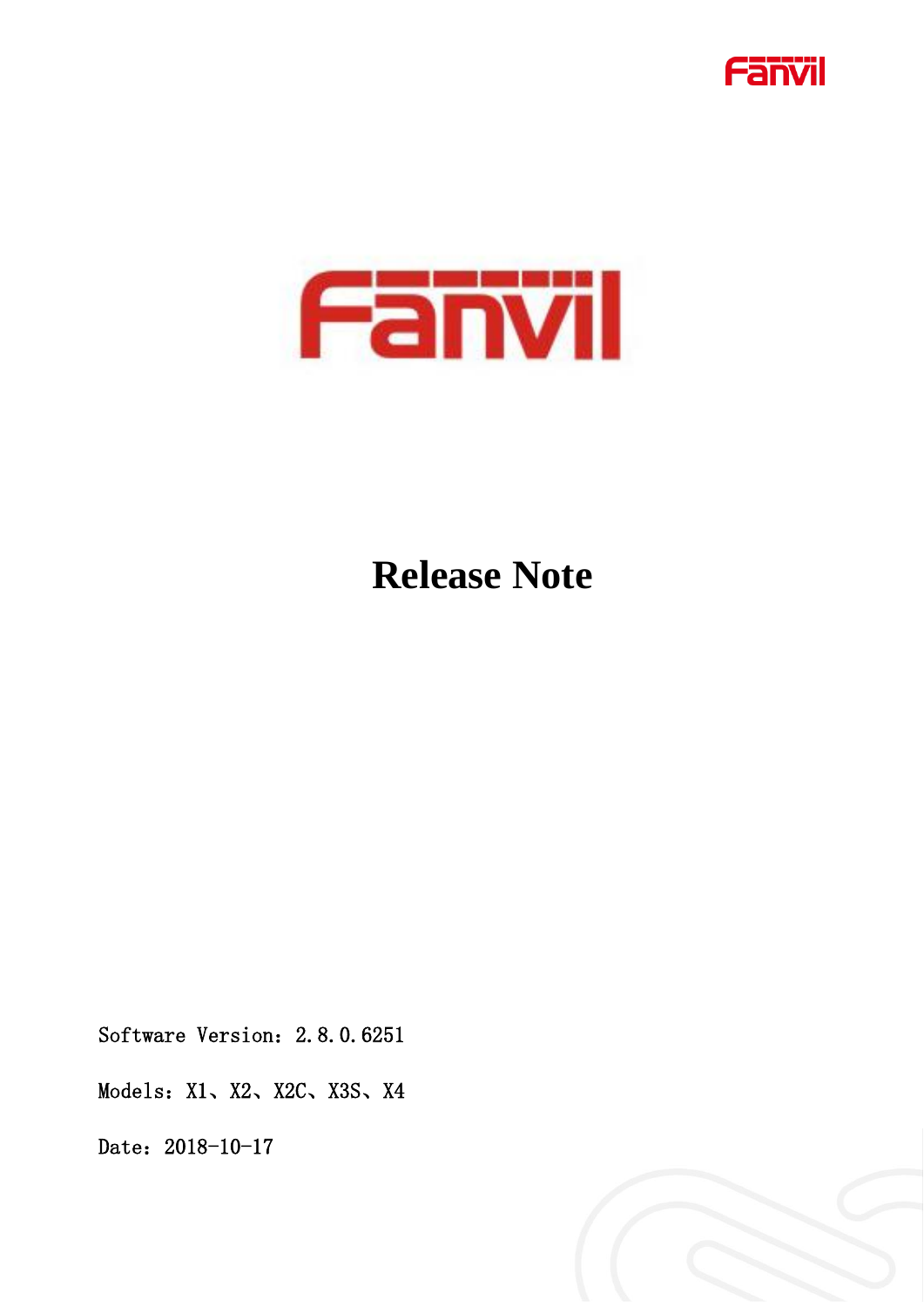# Release Note

Software Version：2.8.0.6251

Models：X1、X2、X2C、X3S、X4

Date：2018-10-17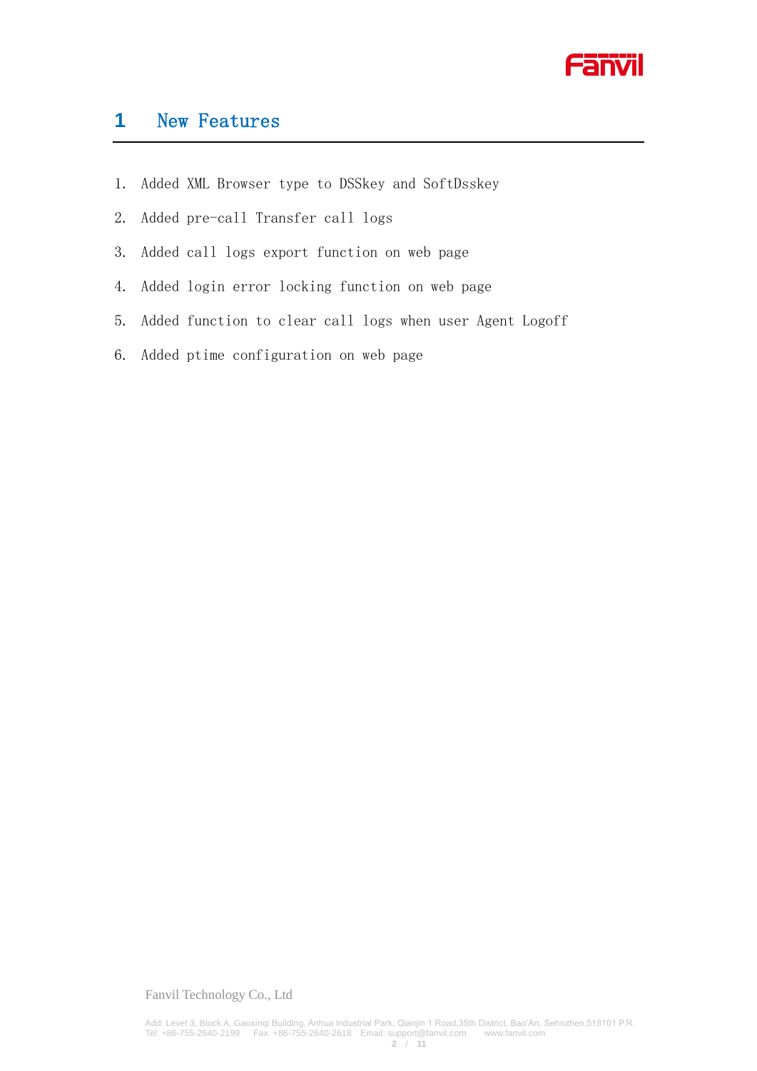# 1 New Features

1. Added XML Browser type to DSSkey and SoftDsskey
2. Added pre-call Transfer call logs
3. Added call logs export function on web page
4. Added login error locking function on web page
5. Added function to clear call logs when user Agent Logoff
6. Added ptime configuration on web page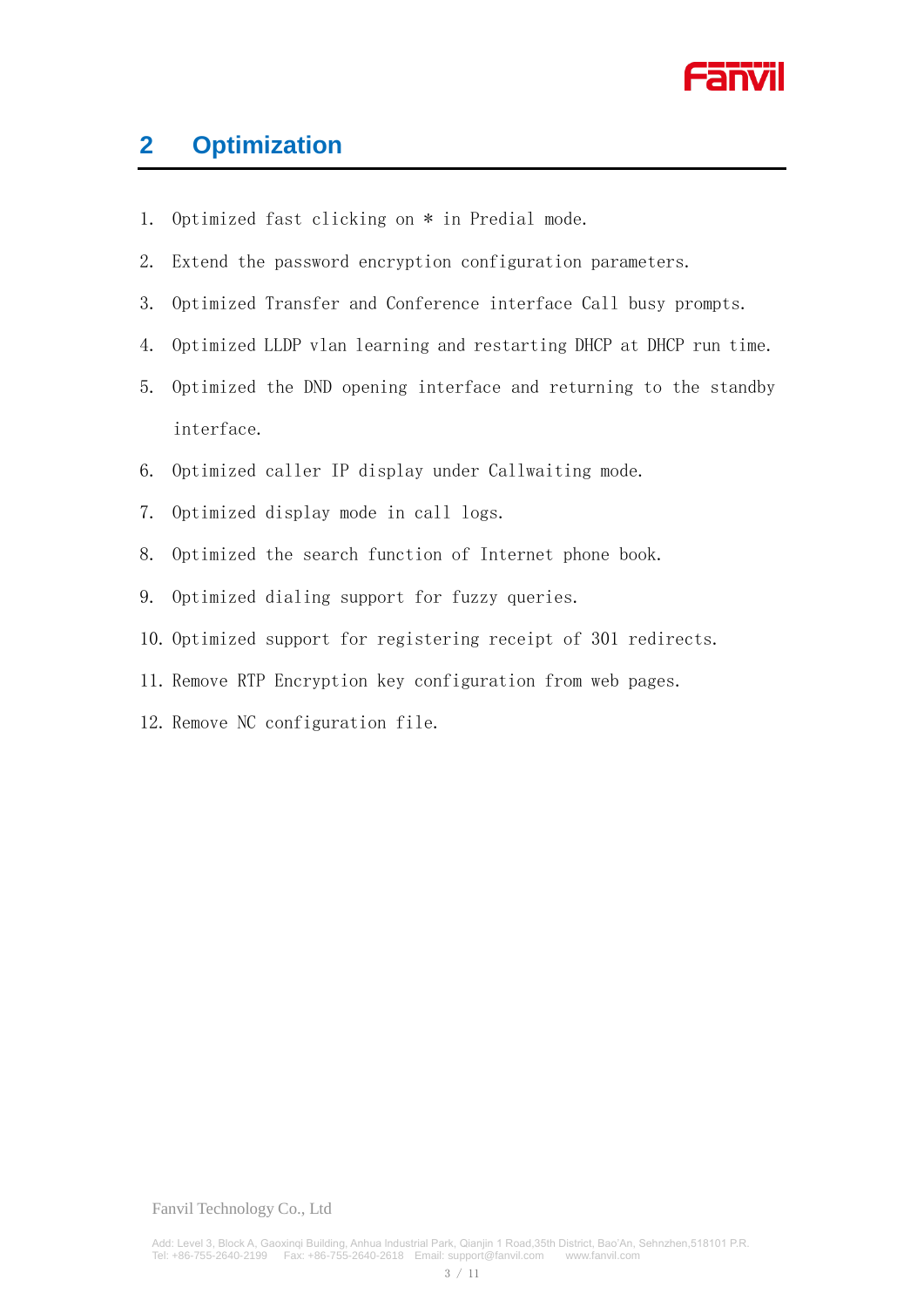## 2 Optimization

1. Optimized fast clicking on * in Predial mode.
2. Extend the password encryption configuration parameters.
3. Optimized Transfer and Conference interface Call busy prompts.
4. Optimized LLDP vlan learning and restarting DHCP at DHCP run time.
5. Optimized the DND opening interface and returning to the standby interface.
6. Optimized caller IP display under Callwaiting mode.
7. Optimized display mode in call logs.
8. Optimized the search function of Internet phone book.
9. Optimized dialing support for fuzzy queries.
10. Optimized support for registering receipt of 301 redirects.
11. Remove RTP Encryption key configuration from web pages.
12. Remove NC configuration file.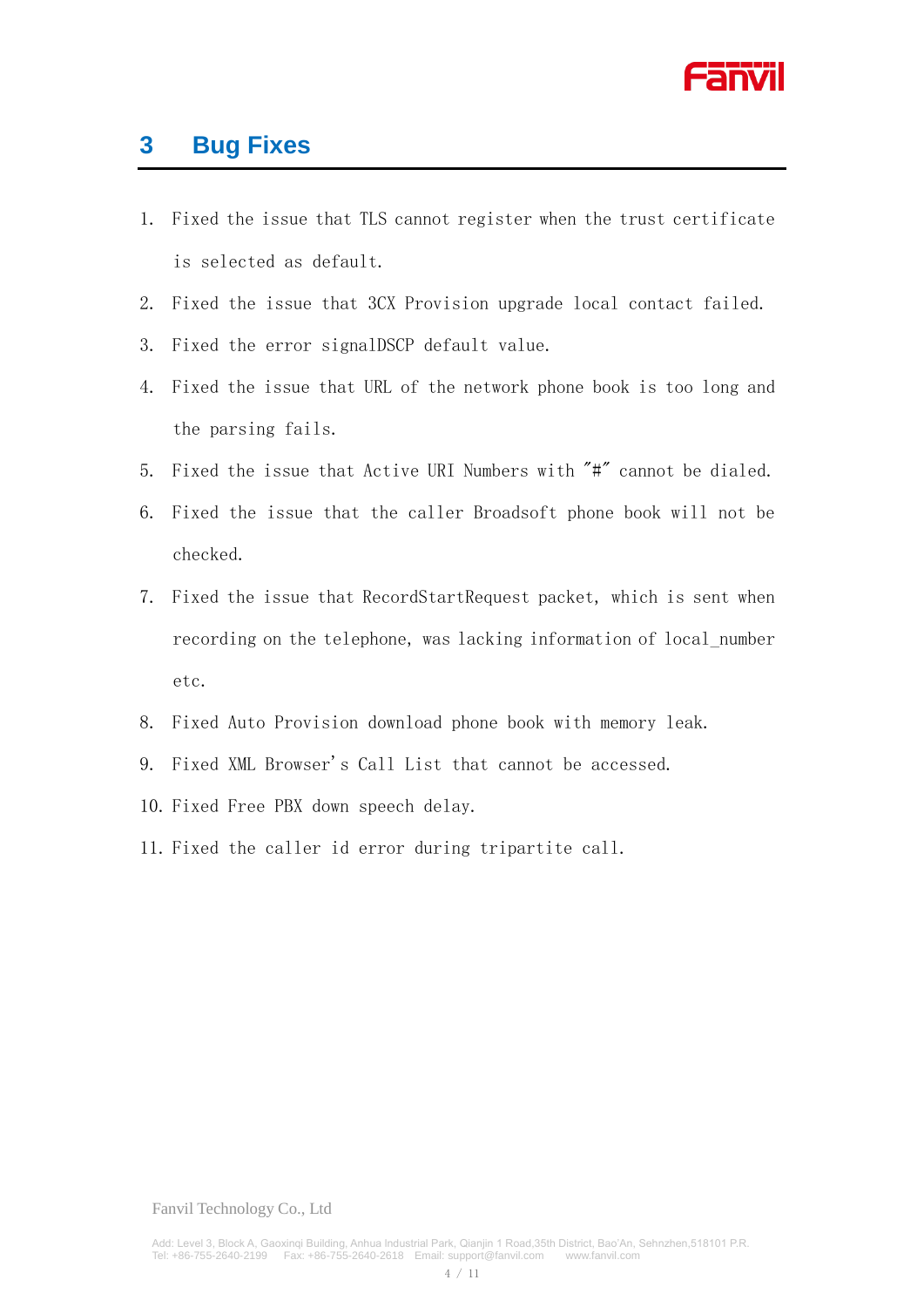# 3 Bug Fixes

1. Fixed the issue that TLS cannot register when the trust certificate is selected as default.
2. Fixed the issue that 3CX Provision upgrade local contact failed.
3. Fixed the error signalDSCP default value.
4. Fixed the issue that URL of the network phone book is too long and the parsing fails.
5. Fixed the issue that Active URI Numbers with "#" cannot be dialed.
6. Fixed the issue that the caller Broadsoft phone book will not be checked.
7. Fixed the issue that RecordStartRequest packet, which is sent when recording on the telephone, was lacking information of local_number etc.
8. Fixed Auto Provision download phone book with memory leak.
9. Fixed XML Browser's Call List that cannot be accessed.
10. Fixed Free PBX down speech delay.
11. Fixed the caller id error during tripartite call.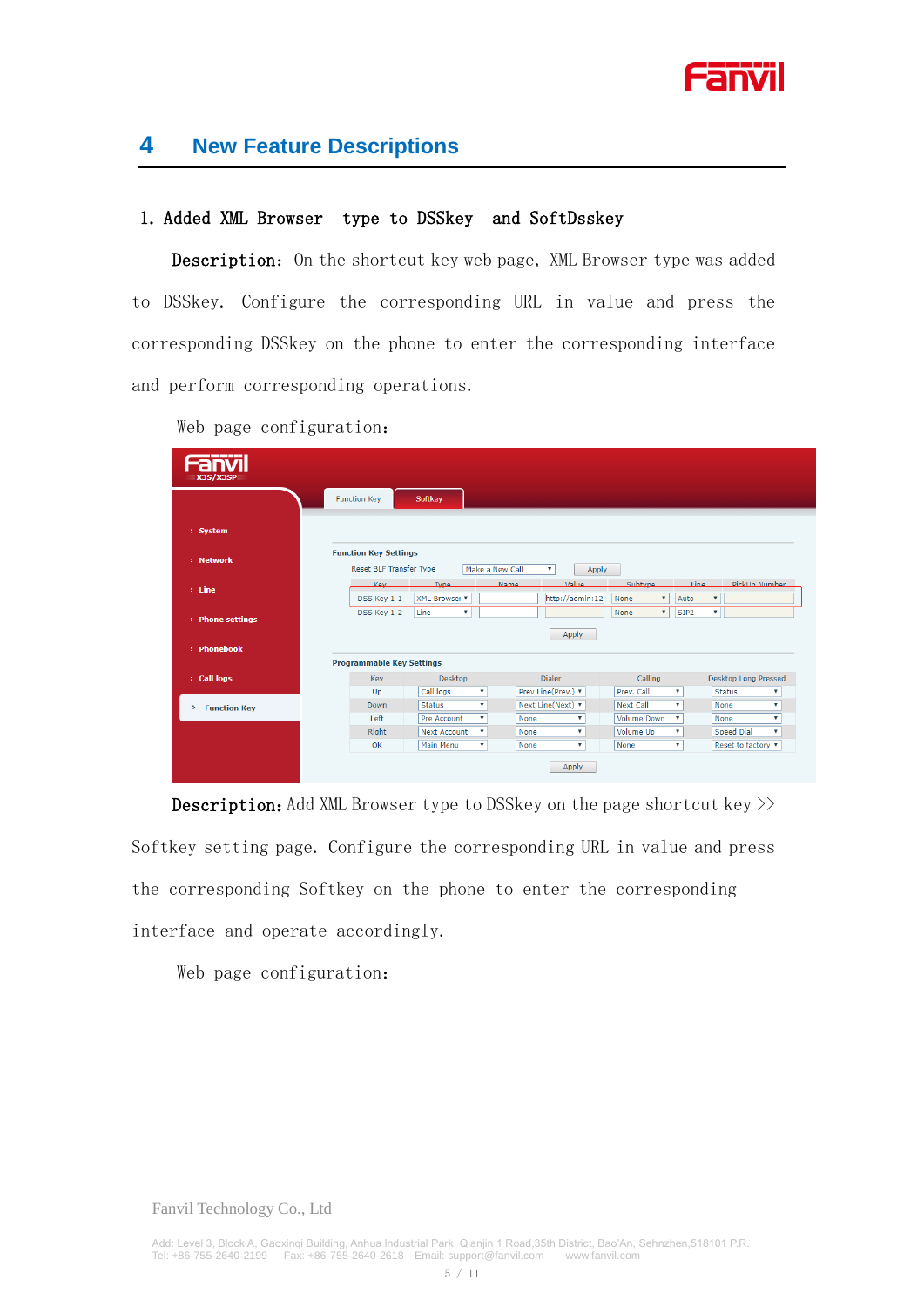# 4 New Feature Descriptions

## 1. Added XML Browser type to DSSkey and SoftDsskey

**Description:** On the shortcut key web page, XML Browser type was added to DSSkey. Configure the corresponding URL in value and press the corresponding DSSkey on the phone to enter the corresponding interface and perform corresponding operations.

Web page configuration:

**Description:** Add XML Browser type to DSSkey on the page shortcut key >> Softkey setting page. Configure the corresponding URL in value and press the corresponding Softkey on the phone to enter the corresponding interface and operate accordingly.

Web page configuration: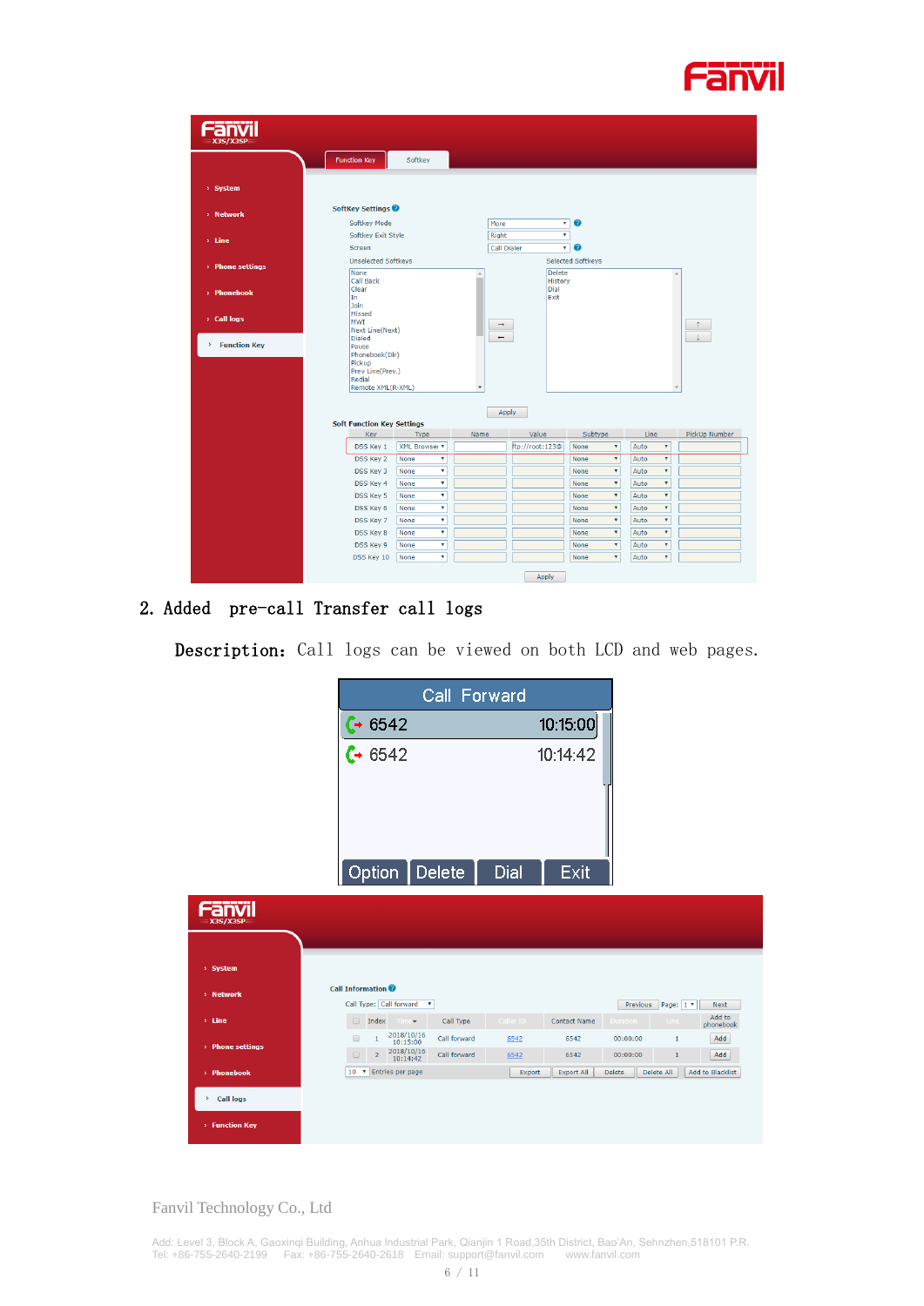2. Added pre-call Transfer call logs

**Description:** Call logs can be viewed on both LCD and web pages.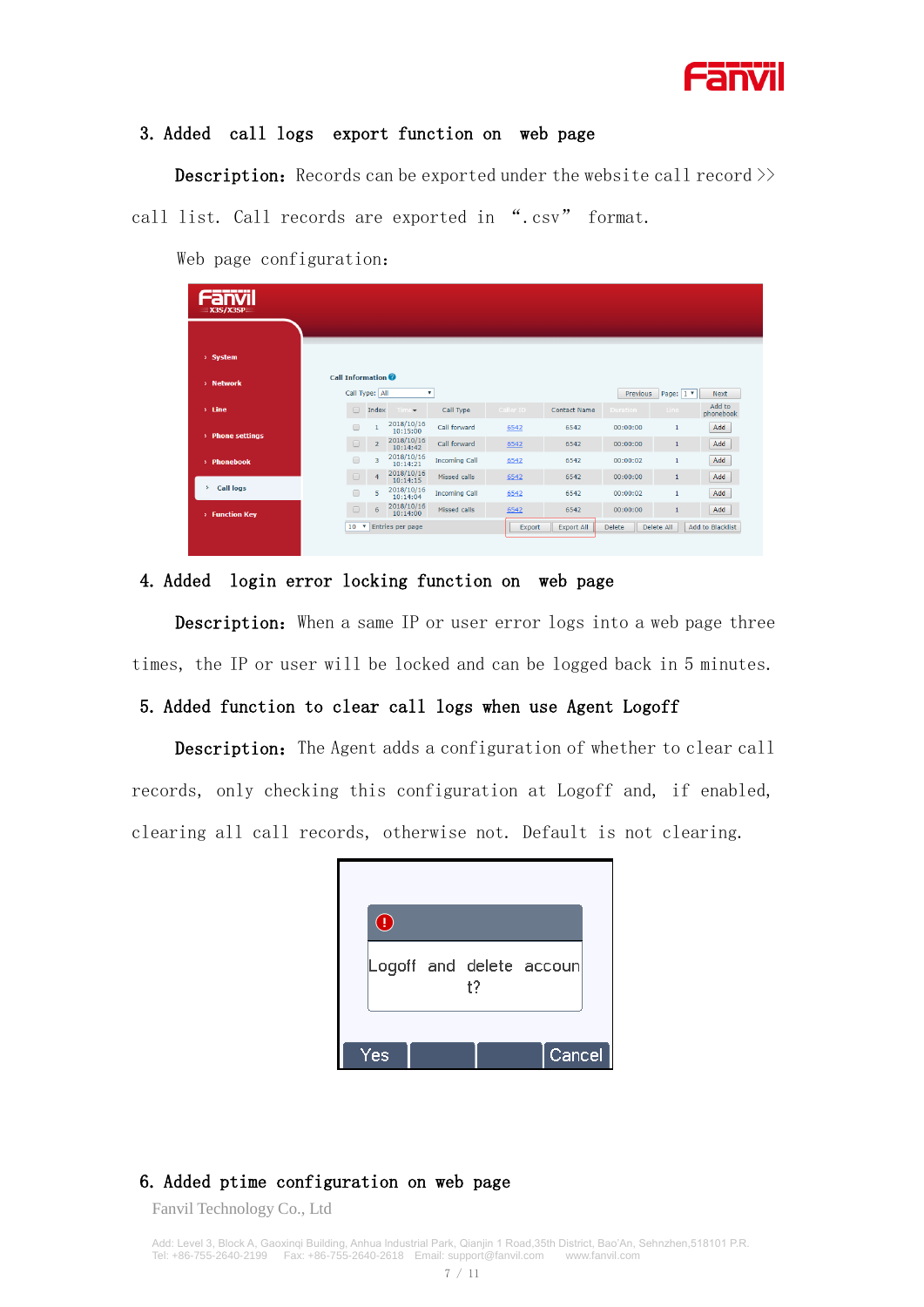## 3. Added call logs export function on web page

**Description:** Records can be exported under the website call record >> call list. Call records are exported in ".csv" format.

Web page configuration:

## 4. Added login error locking function on web page

**Description:** When a same IP or user error logs into a web page three times, the IP or user will be locked and can be logged back in 5 minutes.

## 5. Added function to clear call logs when use Agent Logoff

**Description:** The Agent adds a configuration of whether to clear call records, only checking this configuration at Logoff and, if enabled, clearing all call records, otherwise not. Default is not clearing.

## 6. Added ptime configuration on web page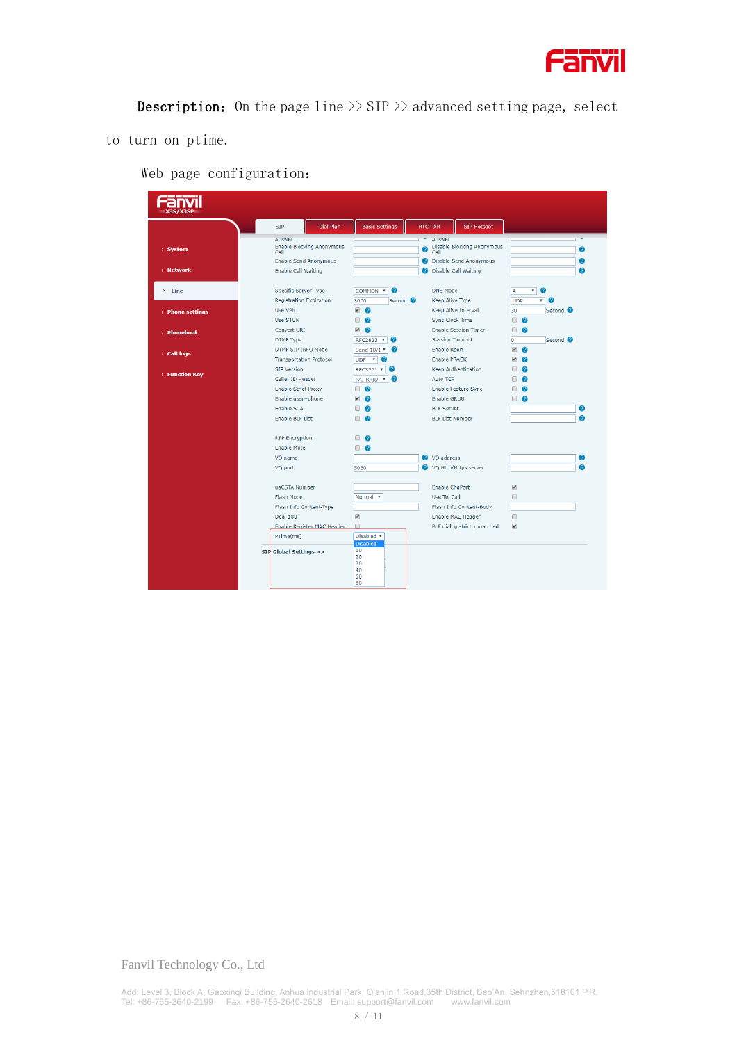**Description:** On the page line >> SIP >> advanced setting page, select to turn on ptime.

Web page configuration: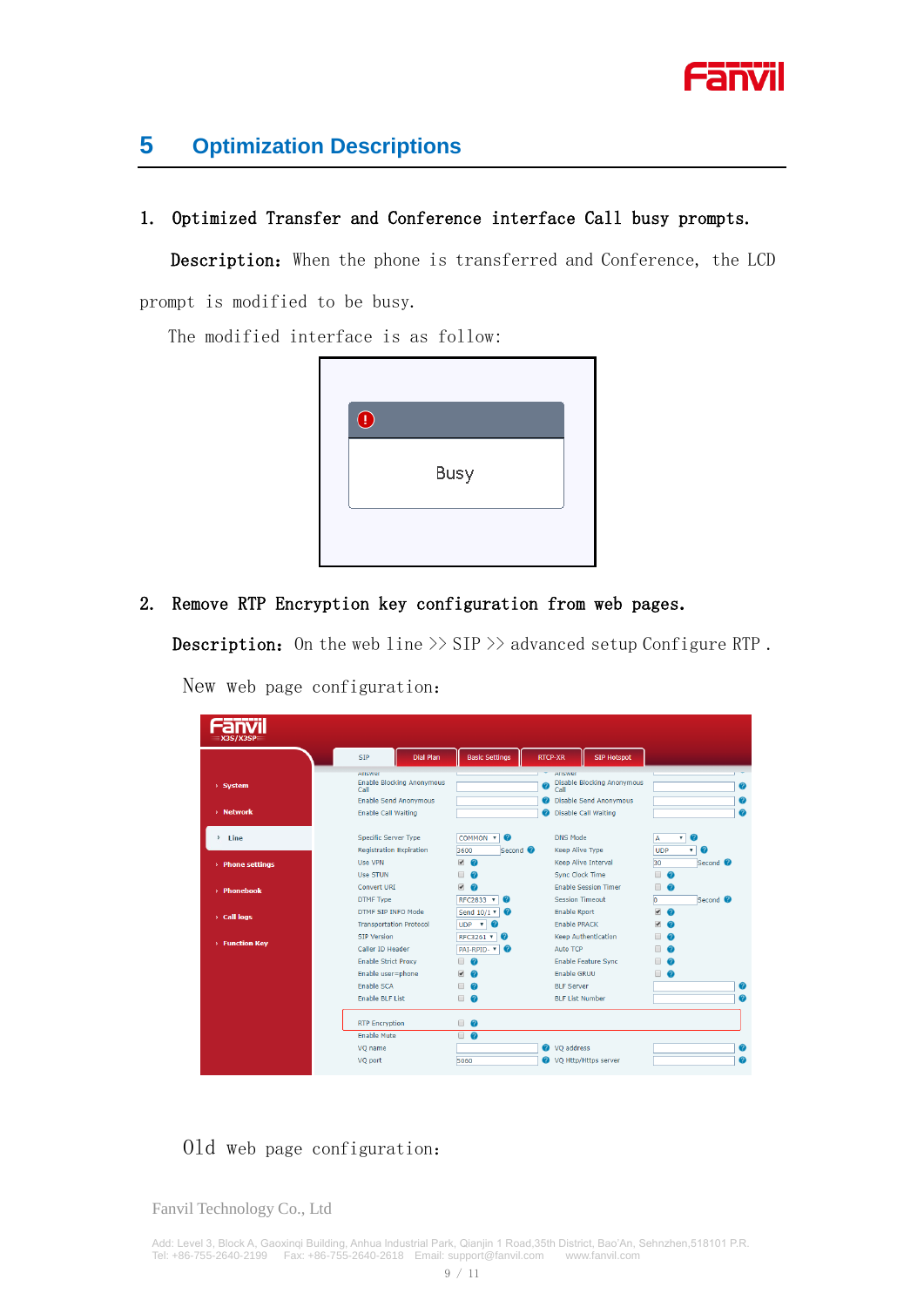## 5 Optimization Descriptions

1. **Optimized Transfer and Conference interface Call busy prompts.**

   **Description:** When the phone is transferred and Conference, the LCD prompt is modified to be busy.

   The modified interface is as follow:

2. **Remove RTP Encryption key configuration from web pages.**

   **Description:** On the web line >> SIP >> advanced setup Configure RTP .

   New web page configuration:

   Old web page configuration: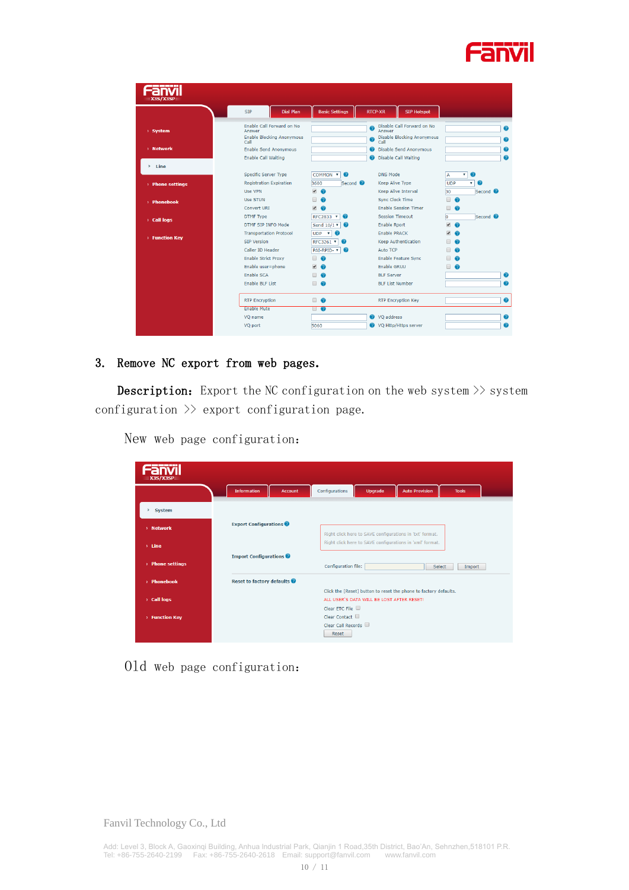3. Remove NC export from web pages.

**Description:** Export the NC configuration on the web system >> system configuration >> export configuration page.

New web page configuration:

Old web page configuration:

Fanvil Technology Co., Ltd

Add: Level 3, Block A, Gaoxinqi Building, Anhua Industrial Park, Qianjin 1 Road,35th District, Bao'An, Sehnzhen,518101 P.R.
Tel: +86-755-2640-2199 Fax: +86-755-2640-2618 Email: support@fanvil.com www.fanvil.com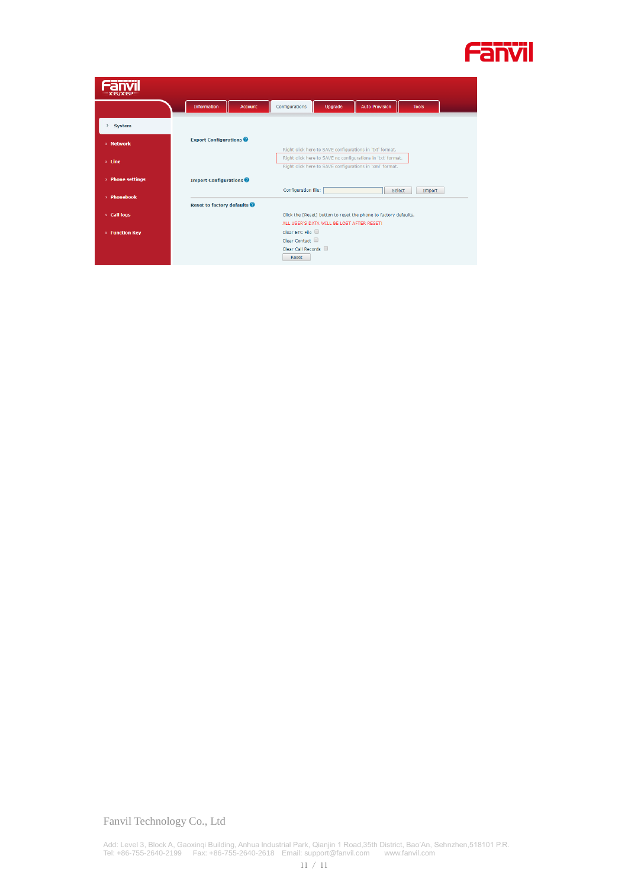Fanvil
X3S/X3SP

Information | Account | Configurations | Upgrade | Auto Provision | Tools

- System
- Network
- Line
- Phone settings
- Phonebook
- Call logs
- Function Key

Export Configurations

Right click here to SAVE configurations in 'txt' format.

Right click here to SAVE nc configurations in 'txt' format.

Right click here to SAVE configurations in 'xml' format.

Import Configurations

Configuration file: Select Import

Reset to factory defaults

Click the [Reset] button to reset the phone to factory defaults.

ALL USER'S DATA WILL BE LOST AFTER RESET!

Clear ETC File

Clear Contact

Clear Call Records

Reset

Fanvil Technology Co., Ltd

Add: Level 3, Block A, Gaoxinqi Building, Anhua Industrial Park, Qianjin 1 Road,35th District, Bao'An, Sehnzhen,518101 P.R.
Tel: +86-755-2640-2199 Fax: +86-755-2640-2618 Email: support@fanvil.com www.fanvil.com